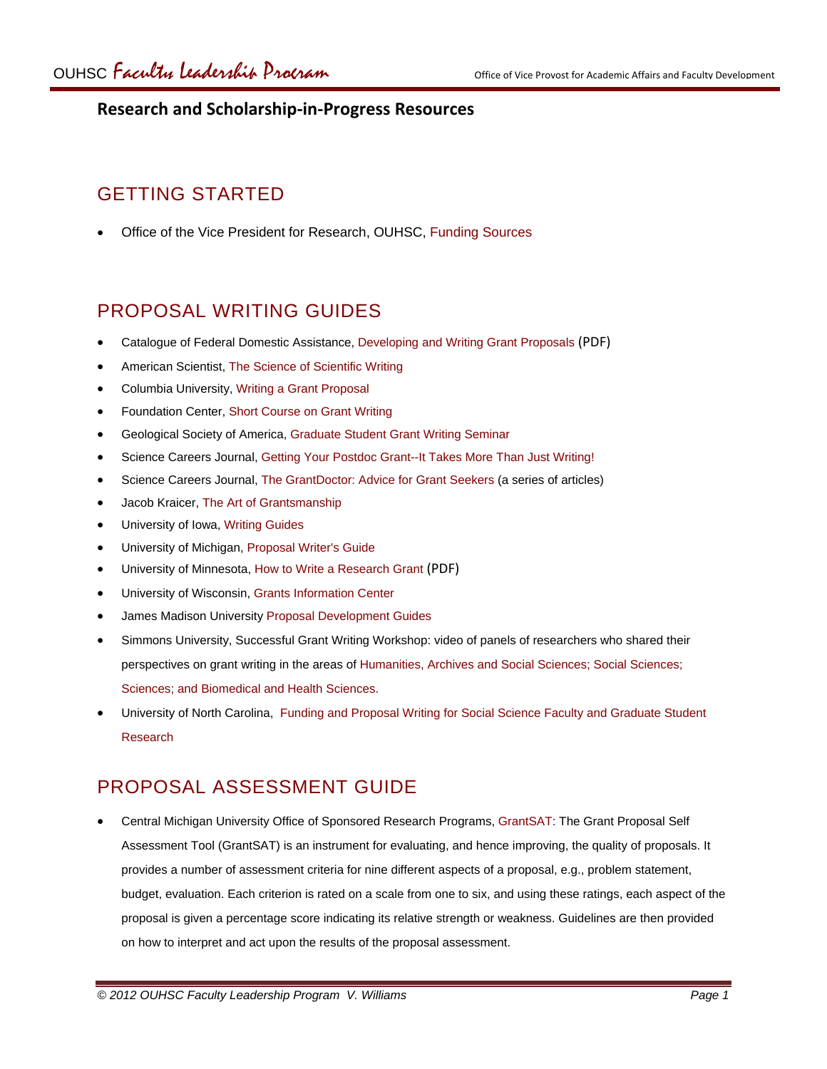## Research and Scholarship-in-Progress Resources

# GETTING STARTED

- Office of the Vice President for Research, OUHSC, Funding Sources

# PROPOSAL WRITING GUIDES

- Catalogue of Federal Domestic Assistance, Developing and Writing Grant Proposals (PDF)
- American Scientist, The Science of Scientific Writing
- Columbia University, Writing a Grant Proposal
- Foundation Center, Short Course on Grant Writing
- Geological Society of America, Graduate Student Grant Writing Seminar
- Science Careers Journal, Getting Your Postdoc Grant--It Takes More Than Just Writing!
- Science Careers Journal, The GrantDoctor: Advice for Grant Seekers (a series of articles)
- Jacob Kraicer, The Art of Grantsmanship
- University of Iowa, Writing Guides
- University of Michigan, Proposal Writer's Guide
- University of Minnesota, How to Write a Research Grant (PDF)
- University of Wisconsin, Grants Information Center
- James Madison University Proposal Development Guides
- Simmons University, Successful Grant Writing Workshop: video of panels of researchers who shared their perspectives on grant writing in the areas of Humanities, Archives and Social Sciences; Social Sciences; Sciences; and Biomedical and Health Sciences.
- University of North Carolina, Funding and Proposal Writing for Social Science Faculty and Graduate Student Research

# PROPOSAL ASSESSMENT GUIDE

- Central Michigan University Office of Sponsored Research Programs, GrantSAT: The Grant Proposal Self Assessment Tool (GrantSAT) is an instrument for evaluating, and hence improving, the quality of proposals. It provides a number of assessment criteria for nine different aspects of a proposal, e.g., problem statement, budget, evaluation. Each criterion is rated on a scale from one to six, and using these ratings, each aspect of the proposal is given a percentage score indicating its relative strength or weakness. Guidelines are then provided on how to interpret and act upon the results of the proposal assessment.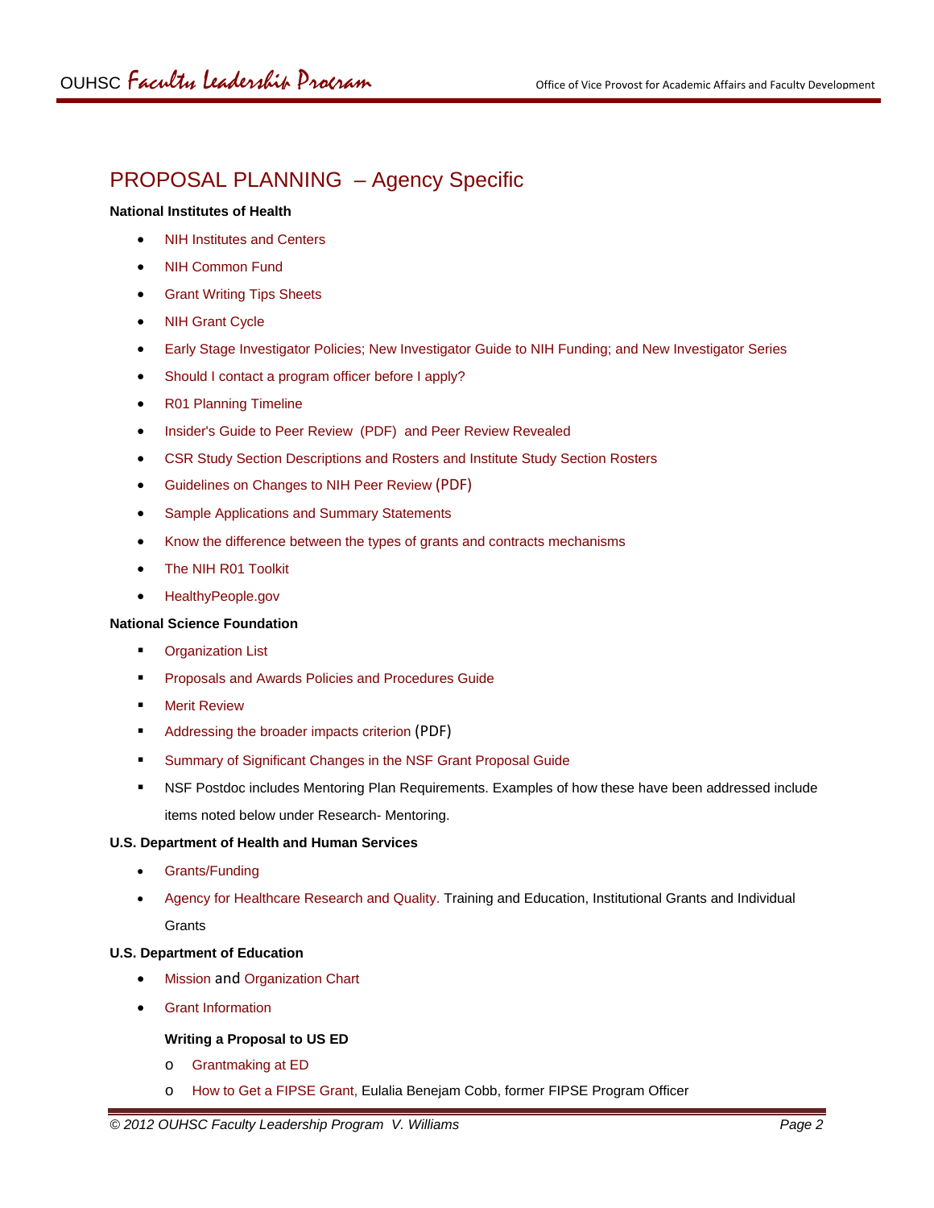# PROPOSAL PLANNING – Agency Specific

**National Institutes of Health**

- NIH Institutes and Centers
- NIH Common Fund
- Grant Writing Tips Sheets
- NIH Grant Cycle
- Early Stage Investigator Policies; New Investigator Guide to NIH Funding; and New Investigator Series
- Should I contact a program officer before I apply?
- R01 Planning Timeline
- Insider's Guide to Peer Review (PDF) and Peer Review Revealed
- CSR Study Section Descriptions and Rosters and Institute Study Section Rosters
- Guidelines on Changes to NIH Peer Review (PDF)
- Sample Applications and Summary Statements
- Know the difference between the types of grants and contracts mechanisms
- The NIH R01 Toolkit
- HealthyPeople.gov

**National Science Foundation**

- Organization List
- Proposals and Awards Policies and Procedures Guide
- Merit Review
- Addressing the broader impacts criterion (PDF)
- Summary of Significant Changes in the NSF Grant Proposal Guide
- NSF Postdoc includes Mentoring Plan Requirements. Examples of how these have been addressed include items noted below under Research- Mentoring.

**U.S. Department of Health and Human Services**

- Grants/Funding
- Agency for Healthcare Research and Quality. Training and Education, Institutional Grants and Individual Grants

**U.S. Department of Education**

- Mission and Organization Chart
- Grant Information

  **Writing a Proposal to US ED**

  - Grantmaking at ED
  - How to Get a FIPSE Grant, Eulalia Benejam Cobb, former FIPSE Program Officer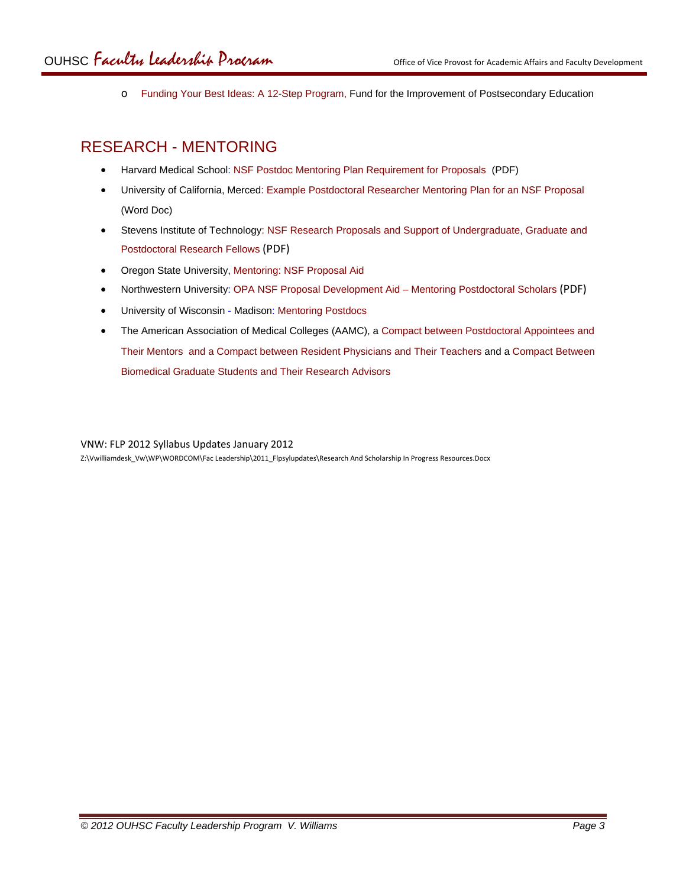- Funding Your Best Ideas: A 12-Step Program, Fund for the Improvement of Postsecondary Education

## RESEARCH - MENTORING

- Harvard Medical School: NSF Postdoc Mentoring Plan Requirement for Proposals (PDF)
- University of California, Merced: Example Postdoctoral Researcher Mentoring Plan for an NSF Proposal (Word Doc)
- Stevens Institute of Technology: NSF Research Proposals and Support of Undergraduate, Graduate and Postdoctoral Research Fellows (PDF)
- Oregon State University, Mentoring: NSF Proposal Aid
- Northwestern University: OPA NSF Proposal Development Aid – Mentoring Postdoctoral Scholars (PDF)
- University of Wisconsin - Madison: Mentoring Postdocs
- The American Association of Medical Colleges (AAMC), a Compact between Postdoctoral Appointees and Their Mentors and a Compact between Resident Physicians and Their Teachers and a Compact Between Biomedical Graduate Students and Their Research Advisors

VNW: FLP 2012 Syllabus Updates January 2012

Z:\Vwilliamdesk_Vw\WP\WORDCOM\Fac Leadership\2011_Flpsylupdates\Research And Scholarship In Progress Resources.Docx